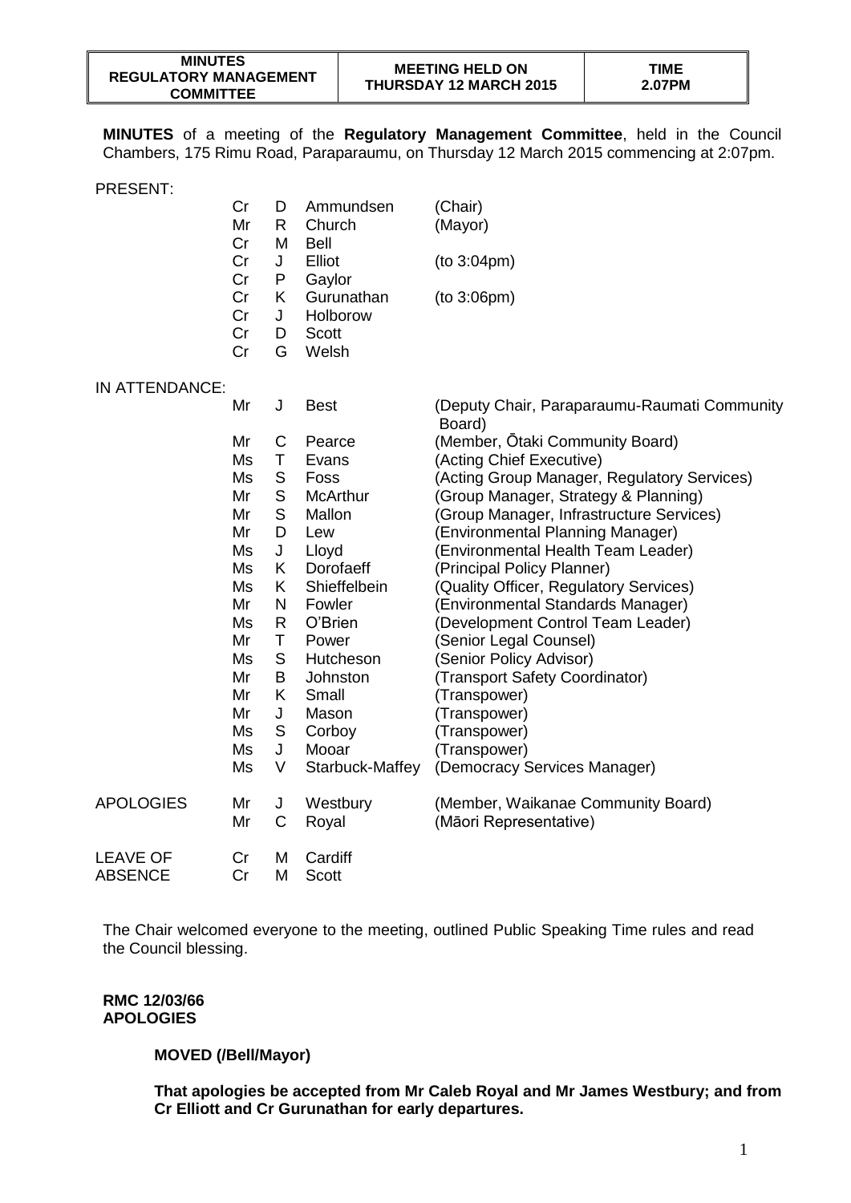| MINUTES REGULATORY MANAGEMENT COMMITTEE | MEETING HELD ON THURSDAY 12 MARCH 2015 | TIME 2.07PM |
|---|---|---|

**MINUTES** of a meeting of the **Regulatory Management Committee**, held in the Council Chambers, 175 Rimu Road, Paraparaumu, on Thursday 12 March 2015 commencing at 2:07pm.

PRESENT:

| | | | | |
|---|---|---|---|---|
| Cr | D | Ammundsen | (Chair) |
| Mr | R | Church | (Mayor) |
| Cr | M | Bell | |
| Cr | J | Elliot | (to 3:04pm) |
| Cr | P | Gaylor | |
| Cr | K | Gurunathan | (to 3:06pm) |
| Cr | J | Holborow | |
| Cr | D | Scott | |
| Cr | G | Welsh | |

IN ATTENDANCE:

| | | | |
|---|---|---|---|
| Mr | J | Best | (Deputy Chair, Paraparaumu-Raumati Community Board) |
| Mr | C | Pearce | (Member, Ōtaki Community Board) |
| Ms | T | Evans | (Acting Chief Executive) |
| Ms | S | Foss | (Acting Group Manager, Regulatory Services) |
| Mr | S | McArthur | (Group Manager, Strategy & Planning) |
| Mr | S | Mallon | (Group Manager, Infrastructure Services) |
| Mr | D | Lew | (Environmental Planning Manager) |
| Ms | J | Lloyd | (Environmental Health Team Leader) |
| Ms | K | Dorofaeff | (Principal Policy Planner) |
| Ms | K | Shieffelbein | (Quality Officer, Regulatory Services) |
| Mr | N | Fowler | (Environmental Standards Manager) |
| Ms | R | O'Brien | (Development Control Team Leader) |
| Mr | T | Power | (Senior Legal Counsel) |
| Ms | S | Hutcheson | (Senior Policy Advisor) |
| Mr | B | Johnston | (Transport Safety Coordinator) |
| Mr | K | Small | (Transpower) |
| Mr | J | Mason | (Transpower) |
| Ms | S | Corboy | (Transpower) |
| Ms | J | Mooar | (Transpower) |
| Ms | V | Starbuck-Maffey | (Democracy Services Manager) |

APOLOGIES

| | | | |
|---|---|---|---|
| Mr | J | Westbury | (Member, Waikanae Community Board) |
| Mr | C | Royal | (Māori Representative) |

LEAVE OF ABSENCE

| | | |
|---|---|---|
| Cr | M | Cardiff |
| Cr | M | Scott |

The Chair welcomed everyone to the meeting, outlined Public Speaking Time rules and read the Council blessing.

**RMC 12/03/66**
**APOLOGIES**

**MOVED (/Bell/Mayor)**

**That apologies be accepted from Mr Caleb Royal and Mr James Westbury; and from Cr Elliott and Cr Gurunathan for early departures.**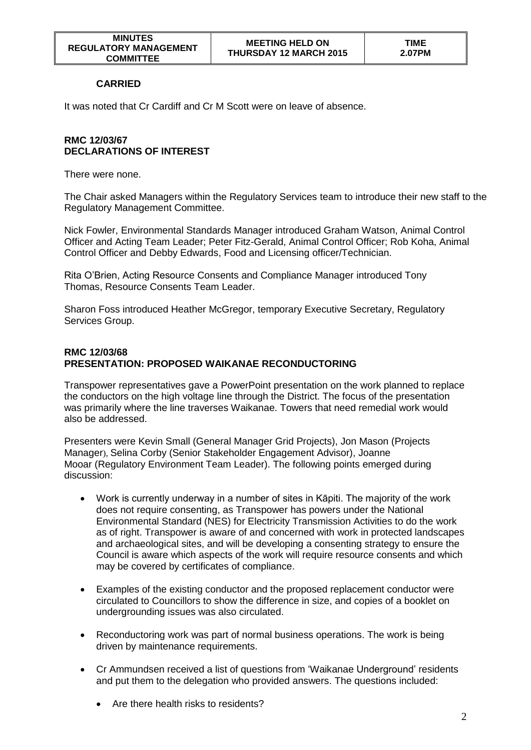**CARRIED**

It was noted that Cr Cardiff and Cr M Scott were on leave of absence.

**RMC 12/03/67**
**DECLARATIONS OF INTEREST**

There were none.

The Chair asked Managers within the Regulatory Services team to introduce their new staff to the Regulatory Management Committee.

Nick Fowler, Environmental Standards Manager introduced Graham Watson, Animal Control Officer and Acting Team Leader; Peter Fitz-Gerald, Animal Control Officer; Rob Koha, Animal Control Officer and Debby Edwards, Food and Licensing officer/Technician.

Rita O'Brien, Acting Resource Consents and Compliance Manager introduced Tony Thomas, Resource Consents Team Leader.

Sharon Foss introduced Heather McGregor, temporary Executive Secretary, Regulatory Services Group.

**RMC 12/03/68**
**PRESENTATION: PROPOSED WAIKANAE RECONDUCTORING**

Transpower representatives gave a PowerPoint presentation on the work planned to replace the conductors on the high voltage line through the District. The focus of the presentation was primarily where the line traverses Waikanae. Towers that need remedial work would also be addressed.

Presenters were Kevin Small (General Manager Grid Projects), Jon Mason (Projects Manager), Selina Corby (Senior Stakeholder Engagement Advisor), Joanne Mooar (Regulatory Environment Team Leader). The following points emerged during discussion:

- Work is currently underway in a number of sites in Kāpiti. The majority of the work does not require consenting, as Transpower has powers under the National Environmental Standard (NES) for Electricity Transmission Activities to do the work as of right. Transpower is aware of and concerned with work in protected landscapes and archaeological sites, and will be developing a consenting strategy to ensure the Council is aware which aspects of the work will require resource consents and which may be covered by certificates of compliance.
- Examples of the existing conductor and the proposed replacement conductor were circulated to Councillors to show the difference in size, and copies of a booklet on undergrounding issues was also circulated.
- Reconductoring work was part of normal business operations. The work is being driven by maintenance requirements.
- Cr Ammundsen received a list of questions from 'Waikanae Underground' residents and put them to the delegation who provided answers. The questions included:
  - Are there health risks to residents?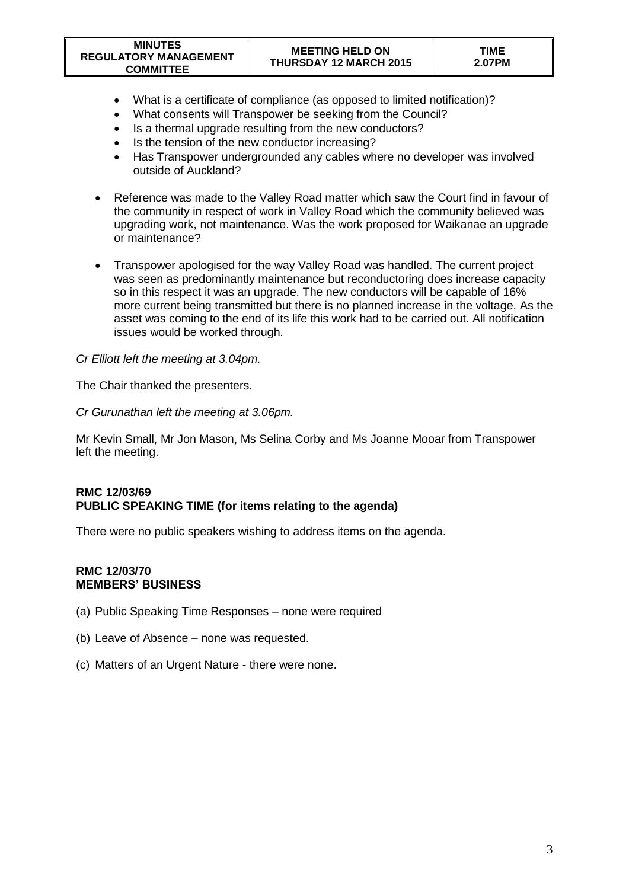- What is a certificate of compliance (as opposed to limited notification)?
- What consents will Transpower be seeking from the Council?
- Is a thermal upgrade resulting from the new conductors?
- Is the tension of the new conductor increasing?
- Has Transpower undergrounded any cables where no developer was involved outside of Auckland?

- Reference was made to the Valley Road matter which saw the Court find in favour of the community in respect of work in Valley Road which the community believed was upgrading work, not maintenance. Was the work proposed for Waikanae an upgrade or maintenance?

- Transpower apologised for the way Valley Road was handled. The current project was seen as predominantly maintenance but reconductoring does increase capacity so in this respect it was an upgrade. The new conductors will be capable of 16% more current being transmitted but there is no planned increase in the voltage. As the asset was coming to the end of its life this work had to be carried out. All notification issues would be worked through.

*Cr Elliott left the meeting at 3.04pm.*

The Chair thanked the presenters.

*Cr Gurunathan left the meeting at 3.06pm.*

Mr Kevin Small, Mr Jon Mason, Ms Selina Corby and Ms Joanne Mooar from Transpower left the meeting.

**RMC 12/03/69**
**PUBLIC SPEAKING TIME (for items relating to the agenda)**

There were no public speakers wishing to address items on the agenda.

**RMC 12/03/70**
**MEMBERS' BUSINESS**

(a) Public Speaking Time Responses – none were required

(b) Leave of Absence – none was requested.

(c) Matters of an Urgent Nature - there were none.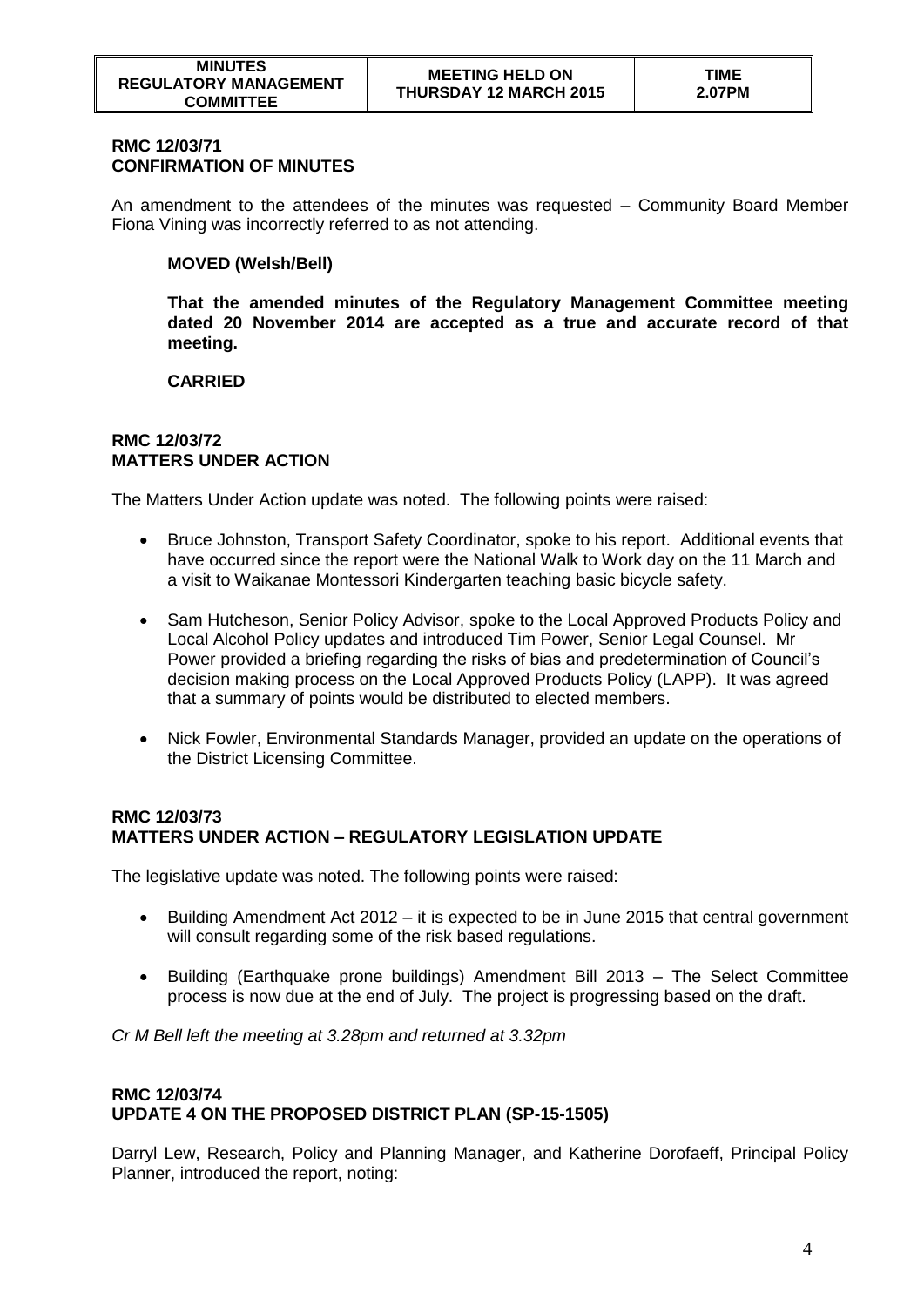**RMC 12/03/71**
**CONFIRMATION OF MINUTES**

An amendment to the attendees of the minutes was requested – Community Board Member Fiona Vining was incorrectly referred to as not attending.

**MOVED (Welsh/Bell)**

**That the amended minutes of the Regulatory Management Committee meeting dated 20 November 2014 are accepted as a true and accurate record of that meeting.**

**CARRIED**

**RMC 12/03/72**
**MATTERS UNDER ACTION**

The Matters Under Action update was noted. The following points were raised:

- Bruce Johnston, Transport Safety Coordinator, spoke to his report. Additional events that have occurred since the report were the National Walk to Work day on the 11 March and a visit to Waikanae Montessori Kindergarten teaching basic bicycle safety.
- Sam Hutcheson, Senior Policy Advisor, spoke to the Local Approved Products Policy and Local Alcohol Policy updates and introduced Tim Power, Senior Legal Counsel. Mr Power provided a briefing regarding the risks of bias and predetermination of Council's decision making process on the Local Approved Products Policy (LAPP). It was agreed that a summary of points would be distributed to elected members.
- Nick Fowler, Environmental Standards Manager, provided an update on the operations of the District Licensing Committee.

**RMC 12/03/73**
**MATTERS UNDER ACTION – REGULATORY LEGISLATION UPDATE**

The legislative update was noted. The following points were raised:

- Building Amendment Act 2012 – it is expected to be in June 2015 that central government will consult regarding some of the risk based regulations.
- Building (Earthquake prone buildings) Amendment Bill 2013 – The Select Committee process is now due at the end of July. The project is progressing based on the draft.

*Cr M Bell left the meeting at 3.28pm and returned at 3.32pm*

**RMC 12/03/74**
**UPDATE 4 ON THE PROPOSED DISTRICT PLAN (SP-15-1505)**

Darryl Lew, Research, Policy and Planning Manager, and Katherine Dorofaeff, Principal Policy Planner, introduced the report, noting: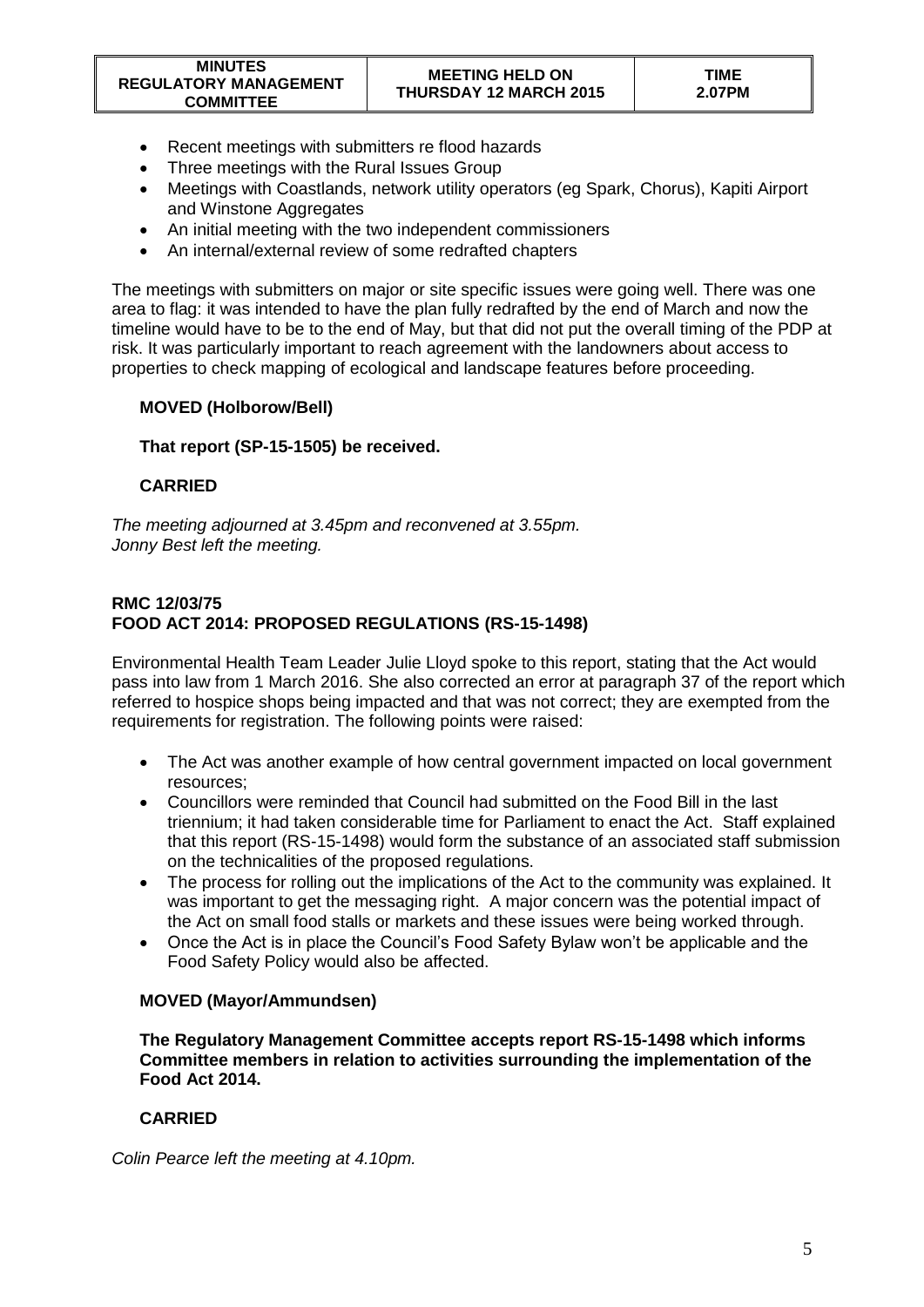- Recent meetings with submitters re flood hazards
- Three meetings with the Rural Issues Group
- Meetings with Coastlands, network utility operators (eg Spark, Chorus), Kapiti Airport and Winstone Aggregates
- An initial meeting with the two independent commissioners
- An internal/external review of some redrafted chapters

The meetings with submitters on major or site specific issues were going well. There was one area to flag: it was intended to have the plan fully redrafted by the end of March and now the timeline would have to be to the end of May, but that did not put the overall timing of the PDP at risk. It was particularly important to reach agreement with the landowners about access to properties to check mapping of ecological and landscape features before proceeding.

**MOVED (Holborow/Bell)**

**That report (SP-15-1505) be received.**

**CARRIED**

*The meeting adjourned at 3.45pm and reconvened at 3.55pm.*
*Jonny Best left the meeting.*

**RMC 12/03/75**
**FOOD ACT 2014: PROPOSED REGULATIONS (RS-15-1498)**

Environmental Health Team Leader Julie Lloyd spoke to this report, stating that the Act would pass into law from 1 March 2016. She also corrected an error at paragraph 37 of the report which referred to hospice shops being impacted and that was not correct; they are exempted from the requirements for registration. The following points were raised:

- The Act was another example of how central government impacted on local government resources;
- Councillors were reminded that Council had submitted on the Food Bill in the last triennium; it had taken considerable time for Parliament to enact the Act. Staff explained that this report (RS-15-1498) would form the substance of an associated staff submission on the technicalities of the proposed regulations.
- The process for rolling out the implications of the Act to the community was explained. It was important to get the messaging right. A major concern was the potential impact of the Act on small food stalls or markets and these issues were being worked through.
- Once the Act is in place the Council's Food Safety Bylaw won't be applicable and the Food Safety Policy would also be affected.

**MOVED (Mayor/Ammundsen)**

**The Regulatory Management Committee accepts report RS-15-1498 which informs Committee members in relation to activities surrounding the implementation of the Food Act 2014.**

**CARRIED**

*Colin Pearce left the meeting at 4.10pm.*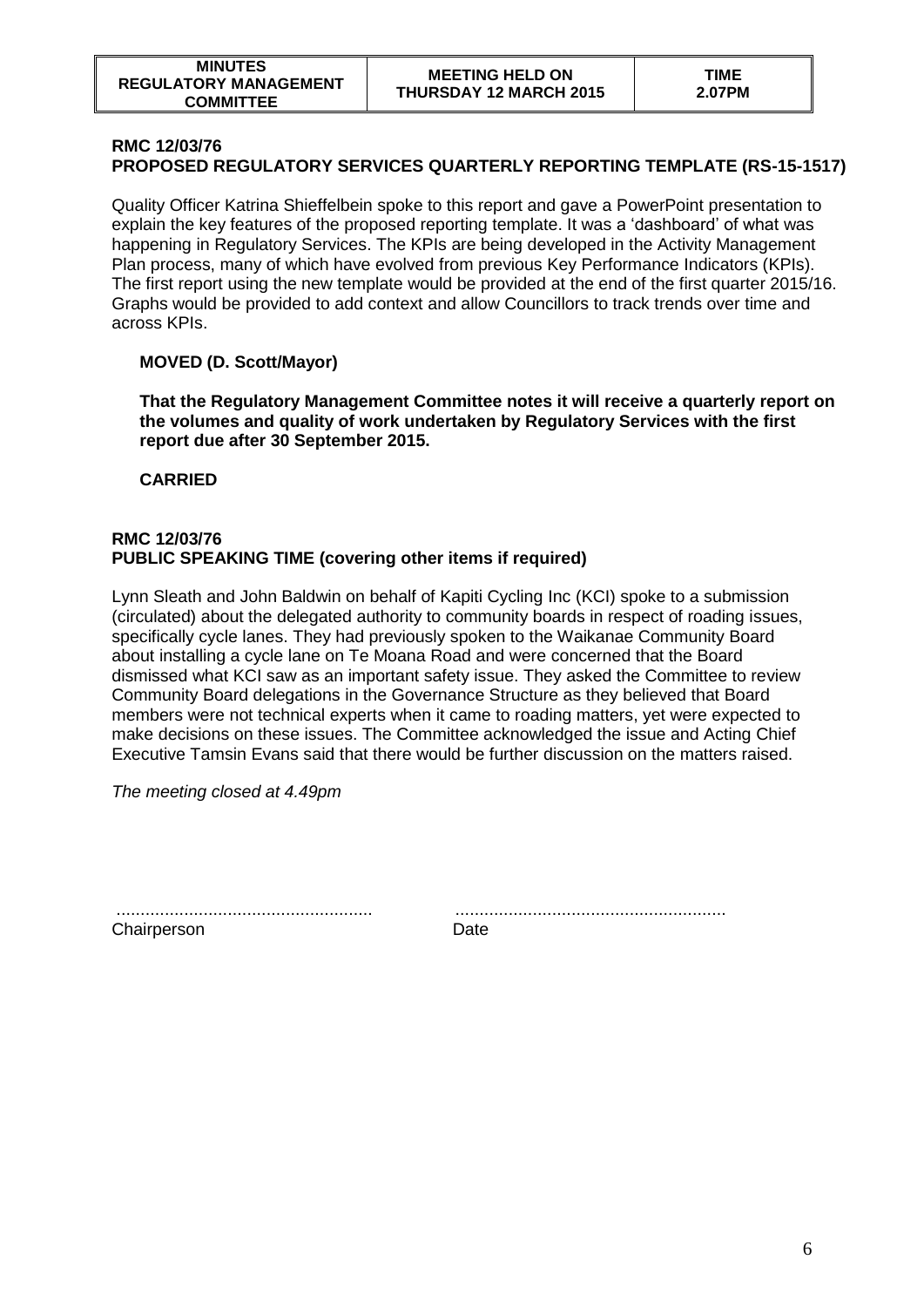**RMC 12/03/76**
**PROPOSED REGULATORY SERVICES QUARTERLY REPORTING TEMPLATE (RS-15-1517)**

Quality Officer Katrina Shieffelbein spoke to this report and gave a PowerPoint presentation to explain the key features of the proposed reporting template. It was a 'dashboard' of what was happening in Regulatory Services. The KPIs are being developed in the Activity Management Plan process, many of which have evolved from previous Key Performance Indicators (KPIs). The first report using the new template would be provided at the end of the first quarter 2015/16. Graphs would be provided to add context and allow Councillors to track trends over time and across KPIs.

**MOVED (D. Scott/Mayor)**

**That the Regulatory Management Committee notes it will receive a quarterly report on the volumes and quality of work undertaken by Regulatory Services with the first report due after 30 September 2015.**

**CARRIED**

**RMC 12/03/76**
**PUBLIC SPEAKING TIME (covering other items if required)**

Lynn Sleath and John Baldwin on behalf of Kapiti Cycling Inc (KCI) spoke to a submission (circulated) about the delegated authority to community boards in respect of roading issues, specifically cycle lanes. They had previously spoken to the Waikanae Community Board about installing a cycle lane on Te Moana Road and were concerned that the Board dismissed what KCI saw as an important safety issue. They asked the Committee to review Community Board delegations in the Governance Structure as they believed that Board members were not technical experts when it came to roading matters, yet were expected to make decisions on these issues. The Committee acknowledged the issue and Acting Chief Executive Tamsin Evans said that there would be further discussion on the matters raised.

*The meeting closed at 4.49pm*

..................................................... ........................................................
Chairperson Date